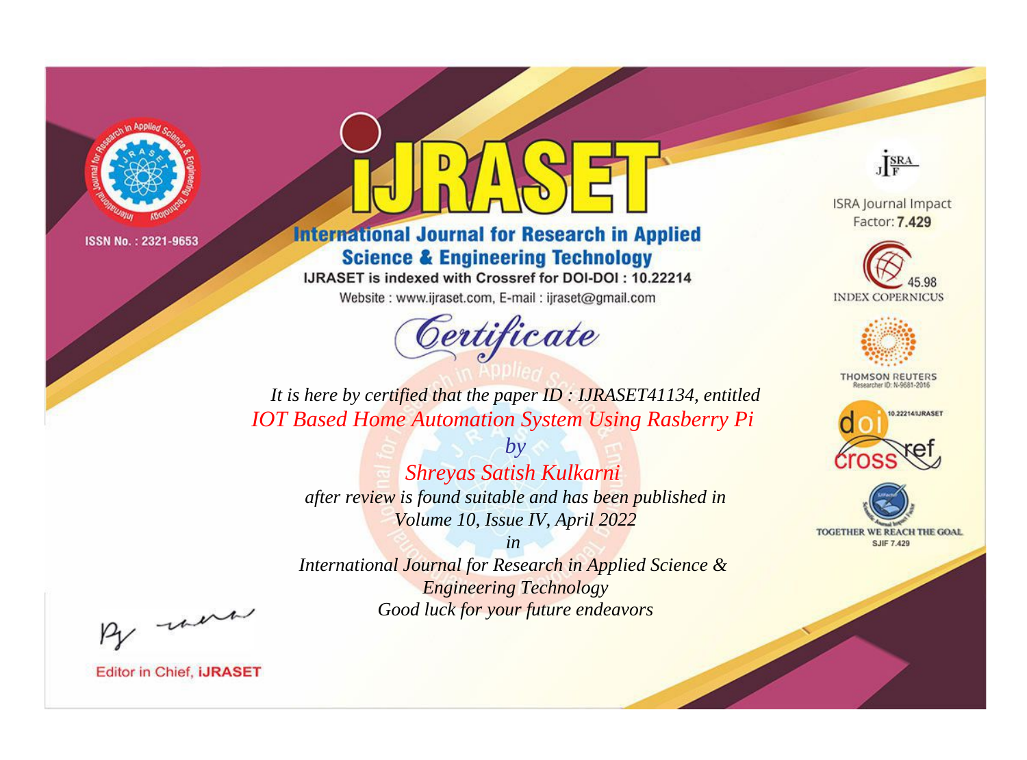ISSN No. : 2321-9653

# IJRASET

## International Journal for Research in Applied Science & Engineering Technology

IJRASET is indexed with Crossref for DOI-DOI : 10.22214

Website : www.ijraset.com, E-mail : ijraset@gmail.com

ISRA Journal Impact Factor: **7.429**

45.98 INDEX COPERNICUS

THOMSON REUTERS Researcher ID: N-9681-2016

10.22214/IJRASET

TOGETHER WE REACH THE GOAL SJIF 7.429

# *Certificate*

*It is here by certified that the paper ID : IJRASET41134, entitled*

*IOT Based Home Automation System Using Rasberry Pi*

*by*

*Shreyas Satish Kulkarni*

*after review is found suitable and has been published in*

*Volume 10, Issue IV, April 2022*

*in*

*International Journal for Research in Applied Science & Engineering Technology*

*Good luck for your future endeavors*

Editor in Chief, **iJRASET**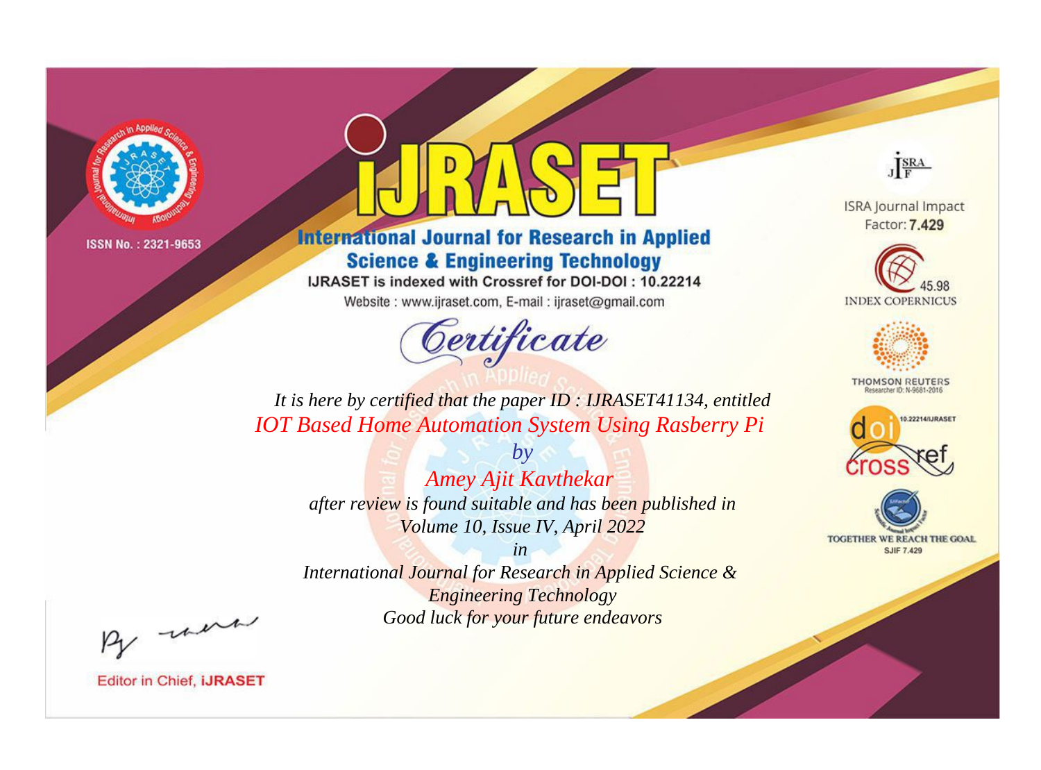ISSN No. : 2321-9653

# iJRASET

## International Journal for Research in Applied Science & Engineering Technology

IJRASET is indexed with Crossref for DOI-DOI : 10.22214

Website : www.ijraset.com, E-mail : ijraset@gmail.com

*Certificate*

*It is here by certified that the paper ID : IJRASET41134, entitled*

*IOT Based Home Automation System Using Rasberry Pi*

*by*

*Amey Ajit Kavthekar*

*after review is found suitable and has been published in*

*Volume 10, Issue IV, April 2022*

*in*

*International Journal for Research in Applied Science & Engineering Technology*

*Good luck for your future endeavors*

ISRA Journal Impact Factor: **7.429**

45.98 INDEX COPERNICUS

THOMSON REUTERS Researcher ID: N-9681-2016

10.22214/IJRASET

TOGETHER WE REACH THE GOAL SJIF 7.429

Editor in Chief, **iJRASET**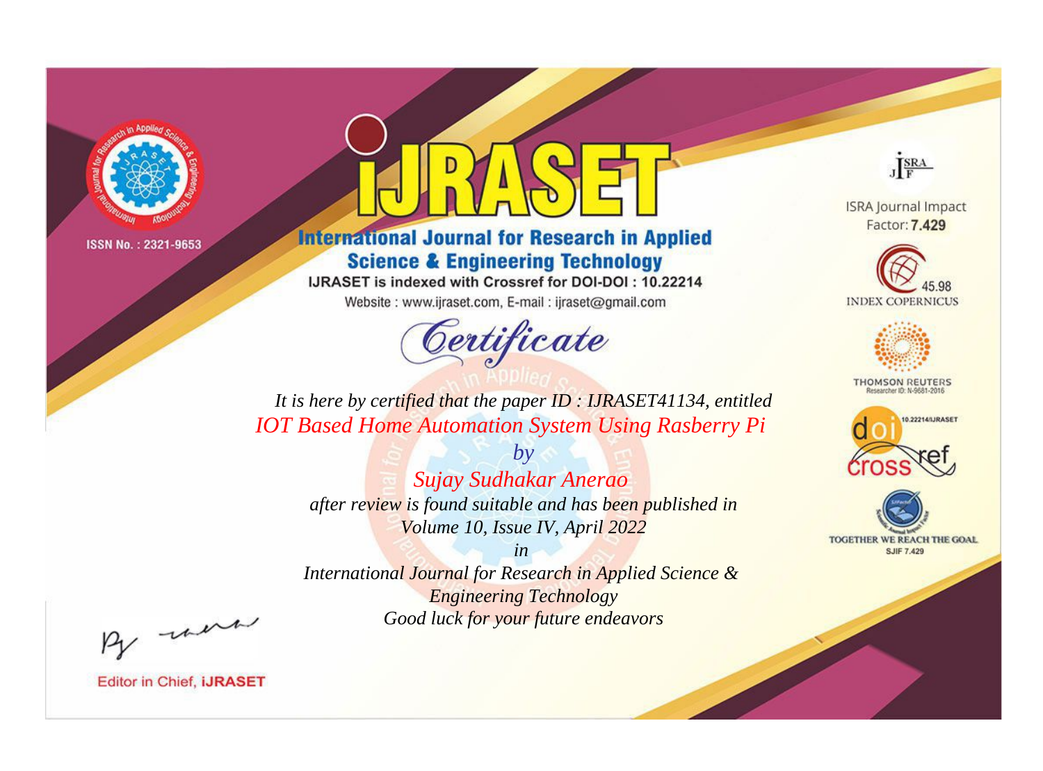ISSN No. : 2321-9653

# iJRASET

## International Journal for Research in Applied Science & Engineering Technology

IJRASET is indexed with Crossref for DOI-DOI : 10.22214

Website : www.ijraset.com, E-mail : ijraset@gmail.com

ISRA Journal Impact Factor: **7.429**

45.98 INDEX COPERNICUS

THOMSON REUTERS Researcher ID: N-9681-2016

10.22214/IJRASET

TOGETHER WE REACH THE GOAL SJIF 7.429

*Certificate*

*It is here by certified that the paper ID : IJRASET41134, entitled*

*IOT Based Home Automation System Using Rasberry Pi*

*by*

*Sujay Sudhakar Anerao*

*after review is found suitable and has been published in*

*Volume 10, Issue IV, April 2022*

*in*

*International Journal for Research in Applied Science & Engineering Technology*

*Good luck for your future endeavors*

Editor in Chief, **iJRASET**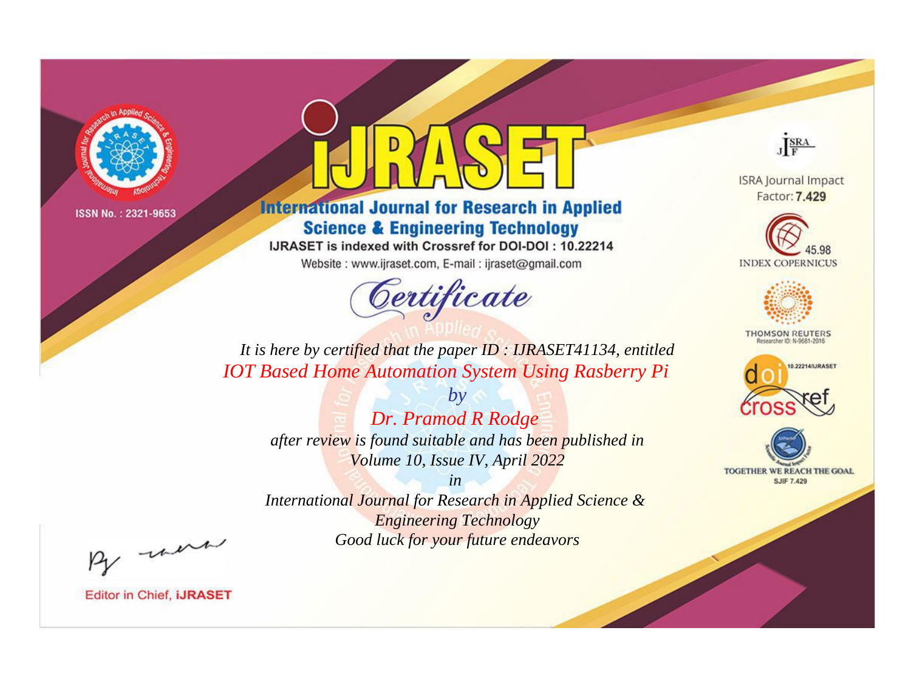ISSN No. : 2321-9653

# IJRASET

## International Journal for Research in Applied Science & Engineering Technology

IJRASET is indexed with Crossref for DOI-DOI : 10.22214

Website : www.ijraset.com, E-mail : ijraset@gmail.com

*Certificate*

*It is here by certified that the paper ID : IJRASET41134, entitled*

*IOT Based Home Automation System Using Rasberry Pi*

*by*

*Dr. Pramod R Rodge*

*after review is found suitable and has been published in*

*Volume 10, Issue IV, April 2022*

*in*

*International Journal for Research in Applied Science & Engineering Technology*

*Good luck for your future endeavors*

ISRA Journal Impact Factor: **7.429**

45.98 INDEX COPERNICUS

THOMSON REUTERS Researcher ID: N-9681-2016

10.22214/IJRASET

TOGETHER WE REACH THE GOAL SJIF 7.429

Editor in Chief, **iJRASET**